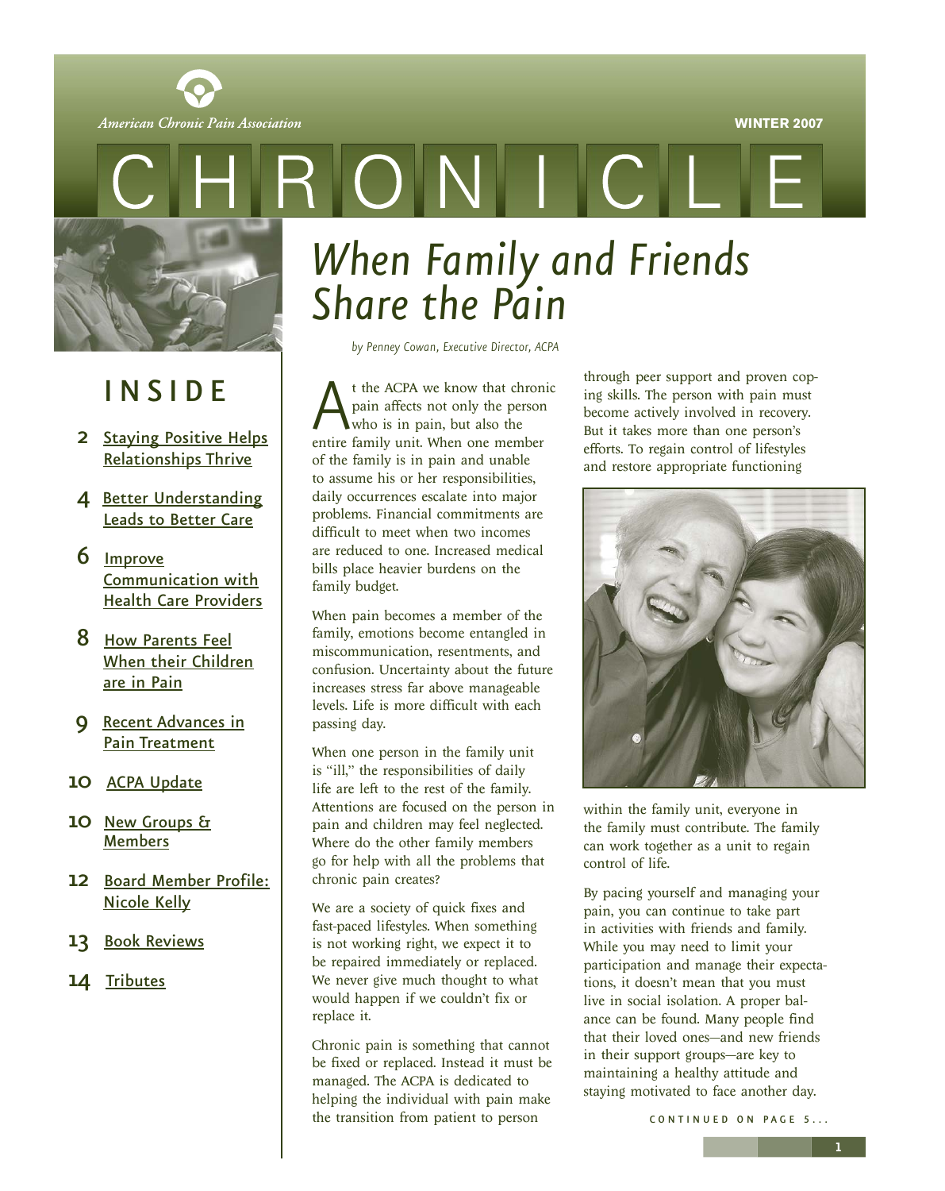American Chronic Pain Association

WINTER 2007

# CHRONICLE

## INSIDE

- 2 Staying Positive Helps Relationships Thrive
- 4 Better Understanding Leads to Better Care
- 6 Improve Communication with Health Care Providers
- 8 How Parents Feel When their Children are in Pain
- 9 Recent Advances in Pain Treatment
- 10 ACPA Update
- 10 New Groups & Members
- 12 Board Member Profile: Nicole Kelly
- 13 Book Reviews
- 14 Tributes

# *When Family and Friends Share the Pain*

*by Penney Cowan, Executive Director, ACPA*

At the ACPA we know that chronic pain affects not only the person who is in pain, but also the entire family unit. When one member of the family is in pain and unable to assume his or her responsibilities, daily occurrences escalate into major problems. Financial commitments are difficult to meet when two incomes are reduced to one. Increased medical bills place heavier burdens on the family budget.

When pain becomes a member of the family, emotions become entangled in miscommunication, resentments, and confusion. Uncertainty about the future increases stress far above manageable levels. Life is more difficult with each passing day.

When one person in the family unit is "ill," the responsibilities of daily life are left to the rest of the family. Attentions are focused on the person in pain and children may feel neglected. Where do the other family members go for help with all the problems that chronic pain creates?

We are a society of quick fixes and fast-paced lifestyles. When something is not working right, we expect it to be repaired immediately or replaced. We never give much thought to what would happen if we couldn't fix or replace it.

Chronic pain is something that cannot be fixed or replaced. Instead it must be managed. The ACPA is dedicated to helping the individual with pain make the transition from patient to person through peer support and proven coping skills. The person with pain must become actively involved in recovery. But it takes more than one person's efforts. To regain control of lifestyles and restore appropriate functioning within the family unit, everyone in the family must contribute. The family can work together as a unit to regain control of life.

By pacing yourself and managing your pain, you can continue to take part in activities with friends and family. While you may need to limit your participation and manage their expectations, it doesn't mean that you must live in social isolation. A proper balance can be found. Many people find that their loved ones—and new friends in their support groups—are key to maintaining a healthy attitude and staying motivated to face another day.

CONTINUED ON PAGE 5...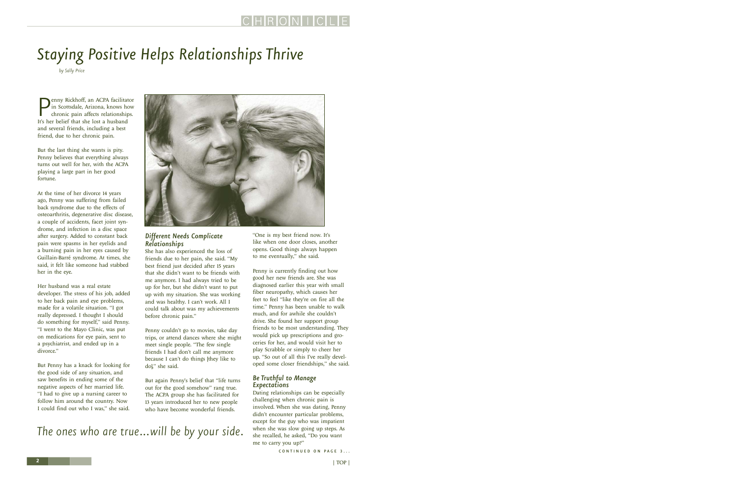# Staying Positive Helps Relationships Thrive

*by Sally Price*

Penny Rickhoff, an ACPA facilitator in Scottsdale, Arizona, knows how chronic pain affects relationships. It's her belief that she lost a husband and several friends, including a best friend, due to her chronic pain.

But the last thing she wants is pity. Penny believes that everything always turns out well for her, with the ACPA playing a large part in her good fortune.

At the time of her divorce 14 years ago, Penny was suffering from failed back syndrome due to the effects of osteoarthritis, degenerative disc disease, a couple of accidents, facet joint syndrome, and infection in a disc space after surgery. Added to constant back pain were spasms in her eyelids and a burning pain in her eyes caused by Guillain-Barré syndrome. At times, she said, it felt like someone had stabbed her in the eye.

Her husband was a real estate developer. The stress of his job, added to her back pain and eye problems, made for a volatile situation. "I got really depressed. I thought I should do something for myself," said Penny. "I went to the Mayo Clinic, was put on medications for eye pain, sent to a psychiatrist, and ended up in a divorce."

But Penny has a knack for looking for the good side of any situation, and saw benefits in ending some of the negative aspects of her married life. "I had to give up a nursing career to follow him around the country. Now I could find out who I was," she said.

### Different Needs Complicate Relationships

She has also experienced the loss of friends due to her pain, she said. "My best friend just decided after 15 years that she didn't want to be friends with me anymore. I had always tried to be up for her, but she didn't want to put up with my situation. She was working and was healthy. I can't work. All I could talk about was my achievements before chronic pain."

Penny couldn't go to movies, take day trips, or attend dances where she might meet single people. "The few single friends I had don't call me anymore because I can't do things [they like to do]," she said.

But again Penny's belief that "life turns out for the good somehow" rang true. The ACPA group she has facilitated for 13 years introduced her to new people who have become wonderful friends.

*The ones who are true...will be by your side.*

"One is my best friend now. It's like when one door closes, another opens. Good things always happen to me eventually," she said.

Penny is currently finding out how good her new friends are. She was diagnosed earlier this year with small fiber neuropathy, which causes her feet to feel "like they're on fire all the time." Penny has been unable to walk much, and for awhile she couldn't drive. She found her support group friends to be most understanding. They would pick up prescriptions and groceries for her, and would visit her to play Scrabble or simply to cheer her up. "So out of all this I've really developed some closer friendships," she said.

### Be Truthful to Manage Expectations

Dating relationships can be especially challenging when chronic pain is involved. When she was dating, Penny didn't encounter particular problems, except for the guy who was impatient when she was slow going up steps. As she recalled, he asked, "Do you want me to carry you up?"

CONTINUED ON PAGE 3...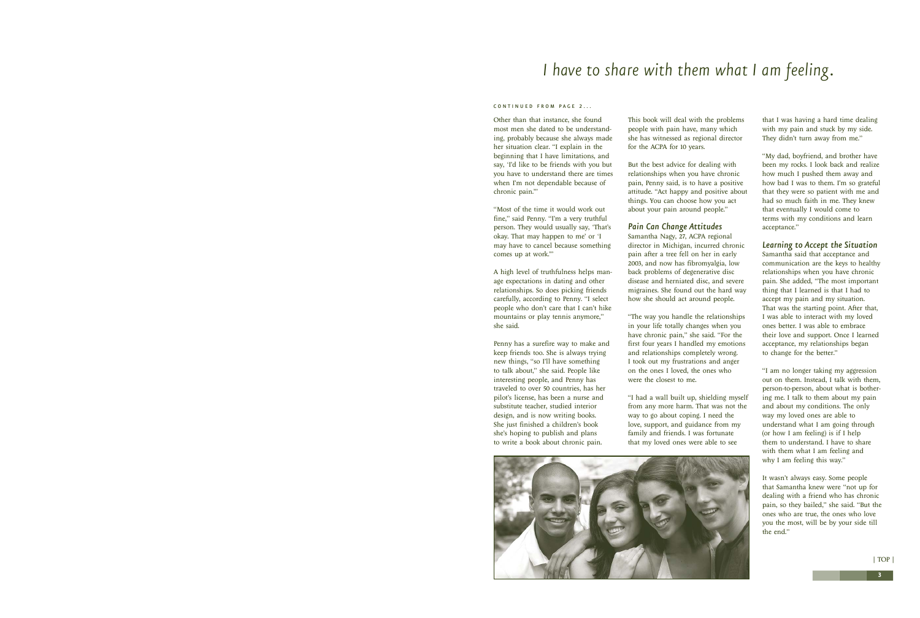# *I have to share with them what I am feeling.*

CONTINUED FROM PAGE 2...

Other than that instance, she found most men she dated to be understanding, probably because she always made her situation clear. "I explain in the beginning that I have limitations, and say, 'I'd like to be friends with you but you have to understand there are times when I'm not dependable because of chronic pain.'"

"Most of the time it would work out fine," said Penny. "I'm a very truthful person. They would usually say, 'That's okay. That may happen to me' or 'I may have to cancel because something comes up at work.'"

A high level of truthfulness helps manage expectations in dating and other relationships. So does picking friends carefully, according to Penny. "I select people who don't care that I can't hike mountains or play tennis anymore," she said.

Penny has a surefire way to make and keep friends too. She is always trying new things, "so I'll have something to talk about," she said. People like interesting people, and Penny has traveled to over 50 countries, has her pilot's license, has been a nurse and substitute teacher, studied interior design, and is now writing books. She just finished a children's book she's hoping to publish and plans to write a book about chronic pain. This book will deal with the problems people with pain have, many which she has witnessed as regional director for the ACPA for 10 years.

But the best advice for dealing with relationships when you have chronic pain, Penny said, is to have a positive attitude. "Act happy and positive about things. You can choose how you act about your pain around people."

## *Pain Can Change Attitudes*

Samantha Nagy, 27, ACPA regional director in Michigan, incurred chronic pain after a tree fell on her in early 2003, and now has fibromyalgia, low back problems of degenerative disc disease and herniated disc, and severe migraines. She found out the hard way how she should act around people.

"The way you handle the relationships in your life totally changes when you have chronic pain," she said. "For the first four years I handled my emotions and relationships completely wrong. I took out my frustrations and anger on the ones I loved, the ones who were the closest to me.

"I had a wall built up, shielding myself from any more harm. That was not the way to go about coping. I need the love, support, and guidance from my family and friends. I was fortunate that my loved ones were able to see that I was having a hard time dealing with my pain and stuck by my side. They didn't turn away from me."

"My dad, boyfriend, and brother have been my rocks. I look back and realize how much I pushed them away and how bad I was to them. I'm so grateful that they were so patient with me and had so much faith in me. They knew that eventually I would come to terms with my conditions and learn acceptance."

## *Learning to Accept the Situation*

Samantha said that acceptance and communication are the keys to healthy relationships when you have chronic pain. She added, "The most important thing that I learned is that I had to accept my pain and my situation. That was the starting point. After that, I was able to interact with my loved ones better. I was able to embrace their love and support. Once I learned acceptance, my relationships began to change for the better."

"I am no longer taking my aggression out on them. Instead, I talk with them, person-to-person, about what is bothering me. I talk to them about my pain and about my conditions. The only way my loved ones are able to understand what I am going through (or how I am feeling) is if I help them to understand. I have to share with them what I am feeling and why I am feeling this way."

It wasn't always easy. Some people that Samantha knew were "not up for dealing with a friend who has chronic pain, so they bailed," she said. "But the ones who are true, the ones who love you the most, will be by your side till the end."

| TOP |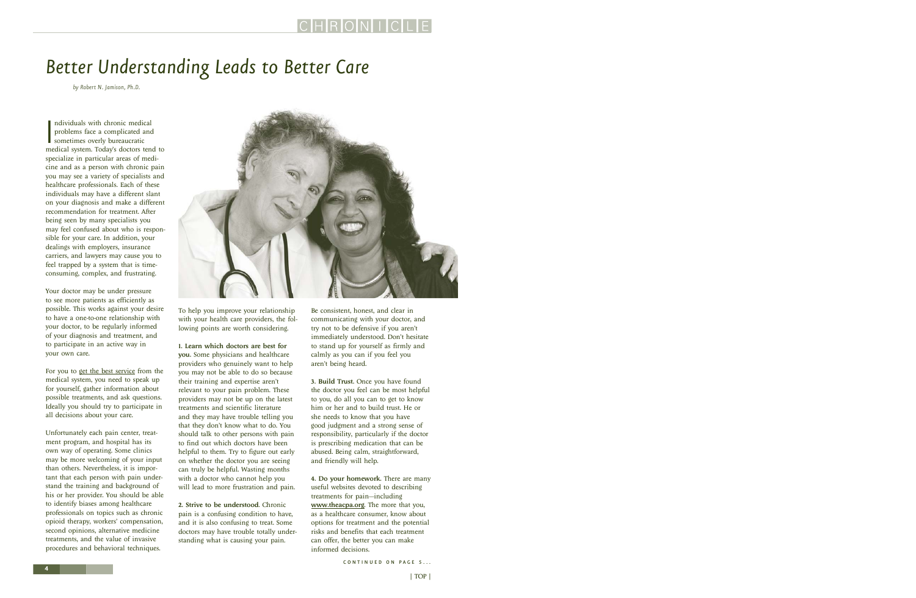# Better Understanding Leads to Better Care

*by Robert N. Jamison, Ph.D.*

Individuals with chronic medical problems face a complicated and sometimes overly bureaucratic medical system. Today's doctors tend to specialize in particular areas of medicine and as a person with chronic pain you may see a variety of specialists and healthcare professionals. Each of these individuals may have a different slant on your diagnosis and make a different recommendation for treatment. After being seen by many specialists you may feel confused about who is responsible for your care. In addition, your dealings with employers, insurance carriers, and lawyers may cause you to feel trapped by a system that is time-consuming, complex, and frustrating.

Your doctor may be under pressure to see more patients as efficiently as possible. This works against your desire to have a one-to-one relationship with your doctor, to be regularly informed of your diagnosis and treatment, and to participate in an active way in your own care.

For you to get the best service from the medical system, you need to speak up for yourself, gather information about possible treatments, and ask questions. Ideally you should try to participate in all decisions about your care.

Unfortunately each pain center, treatment program, and hospital has its own way of operating. Some clinics may be more welcoming of your input than others. Nevertheless, it is important that each person with pain understand the training and background of his or her provider. You should be able to identify biases among healthcare professionals on topics such as chronic opioid therapy, workers' compensation, second opinions, alternative medicine treatments, and the value of invasive procedures and behavioral techniques.

To help you improve your relationship with your health care providers, the following points are worth considering.

**1. Learn which doctors are best for you.** Some physicians and healthcare providers who genuinely want to help you may not be able to do so because their training and expertise aren't relevant to your pain problem. These providers may not be up on the latest treatments and scientific literature and they may have trouble telling you that they don't know what to do. You should talk to other persons with pain to find out which doctors have been helpful to them. Try to figure out early on whether the doctor you are seeing can truly be helpful. Wasting months with a doctor who cannot help you will lead to more frustration and pain.

**2. Strive to be understood.** Chronic pain is a confusing condition to have, and it is also confusing to treat. Some doctors may have trouble totally understanding what is causing your pain. Be consistent, honest, and clear in communicating with your doctor, and try not to be defensive if you aren't immediately understood. Don't hesitate to stand up for yourself as firmly and calmly as you can if you feel you aren't being heard.

**3. Build Trust.** Once you have found the doctor you feel can be most helpful to you, do all you can to get to know him or her and to build trust. He or she needs to know that you have good judgment and a strong sense of responsibility, particularly if the doctor is prescribing medication that can be abused. Being calm, straightforward, and friendly will help.

**4. Do your homework.** There are many useful websites devoted to describing treatments for pain—including **www.theacpa.org**. The more that you, as a healthcare consumer, know about options for treatment and the potential risks and benefits that each treatment can offer, the better you can make informed decisions.

CONTINUED ON PAGE 5...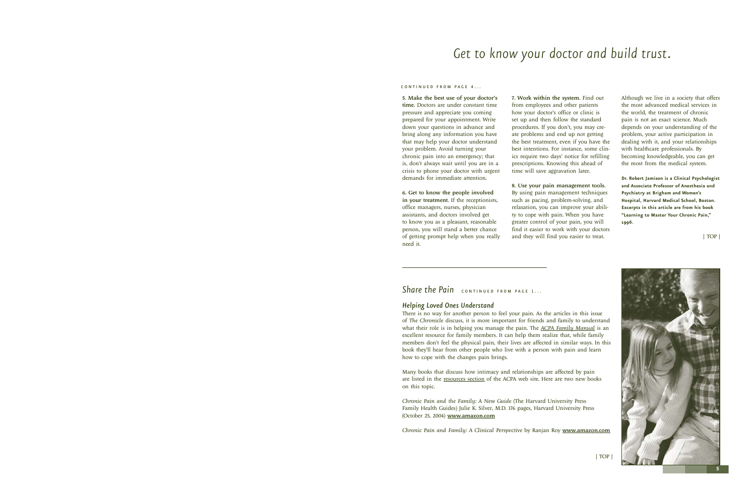# Get to know your doctor and build trust.

CONTINUED FROM PAGE 4...

**5. Make the best use of your doctor's time.** Doctors are under constant time pressure and appreciate you coming prepared for your appointment. Write down your questions in advance and bring along any information you have that may help your doctor understand your problem. Avoid turning your chronic pain into an emergency; that is, don't always wait until you are in a crisis to phone your doctor with urgent demands for immediate attention.

**6. Get to know the people involved in your treatment**. If the receptionists, office managers, nurses, physician assistants, and doctors involved get to know you as a pleasant, reasonable person, you will stand a better chance of getting prompt help when you really need it.

**7. Work within the system.** Find out from employees and other patients how your doctor's office or clinic is set up and then follow the standard procedures. If you don't, you may create problems and end up not getting the best treatment, even if you have the best intentions. For instance, some clinics require two days' notice for refilling prescriptions. Knowing this ahead of time will save aggravation later.

**8. Use your pain management tools.** By using pain management techniques such as pacing, problem-solving, and relaxation, you can improve your ability to cope with pain. When you have greater control of your pain, you will find it easier to work with your doctors and they will find you easier to treat.

Although we live in a society that offers the most advanced medical services in the world, the treatment of chronic pain is not an exact science. Much depends on your understanding of the problem, your active participation in dealing with it, and your relationships with healthcare professionals. By becoming knowledgeable, you can get the most from the medical system.

**Dr. Robert Jamison is a Clinical Psychologist and Associate Professor of Anesthesia and Psychiatry at Brigham and Women's Hospital, Harvard Medical School, Boston. Excerpts in this article are from his book "Learning to Master Your Chronic Pain," 1996.**

| TOP |

## *Share the Pain* CONTINUED FROM PAGE 1...

### *Helping Loved Ones Understand*

There is no way for another person to feel your pain. As the articles in this issue of *The Chronicle* discuss, it is more important for friends and family to understand what their role is in helping you manage the pain. The *ACPA Family Manual* is an excellent resource for family members. It can help them realize that, while family members don't feel the physical pain, their lives are affected in similar ways. In this book they'll hear from other people who live with a person with pain and learn how to cope with the changes pain brings.

Many books that discuss how intimacy and relationships are affected by pain are listed in the resources section of the ACPA web site. Here are two new books on this topic.

*Chronic Pain and the Family: A New Guide* (The Harvard University Press Family Health Guides) Julie K. Silver, M.D. 176 pages, Harvard University Press (October 25, 2004) **www.amazon.com**

*Chronic Pain and Family: A Clinical Perspective* by Ranjan Roy **www.amazon.com**

| TOP |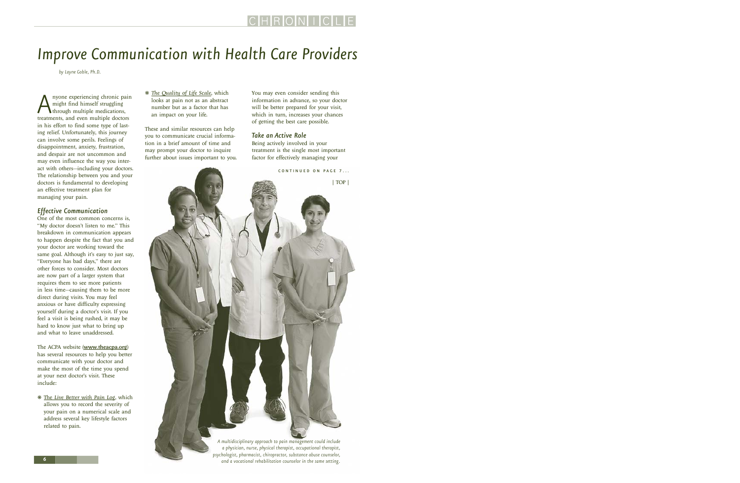# Improve Communication with Health Care Providers

*by Layne Goble, Ph.D.*

Anyone experiencing chronic pain might find himself struggling through multiple medications, treatments, and even multiple doctors in his effort to find some type of lasting relief. Unfortunately, this journey can involve some perils. Feelings of disappointment, anxiety, frustration, and despair are not uncommon and may even influence the way you interact with others—including your doctors. The relationship between you and your doctors is fundamental to developing an effective treatment plan for managing your pain.

## *Effective Communication*

One of the most common concerns is, "My doctor doesn't listen to me." This breakdown in communication appears to happen despite the fact that you and your doctor are working toward the same goal. Although it's easy to just say, "Everyone has bad days," there are other forces to consider. Most doctors are now part of a larger system that requires them to see more patients in less time—causing them to be more direct during visits. You may feel anxious or have difficulty expressing yourself during a doctor's visit. If you feel a visit is being rushed, it may be hard to know just what to bring up and what to leave unaddressed.

The ACPA website (**www.theacpa.org**) has several resources to help you better communicate with your doctor and make the most of the time you spend at your next doctor's visit. These include:

- *The Live Better with Pain Log*, which allows you to record the severity of your pain on a numerical scale and address several key lifestyle factors related to pain.
- *The Quality of Life Scale*, which looks at pain not as an abstract number but as a factor that has an impact on your life.

These and similar resources can help you to communicate crucial information in a brief amount of time and may prompt your doctor to inquire further about issues important to you. You may even consider sending this information in advance, so your doctor will be better prepared for your visit, which in turn, increases your chances of getting the best care possible.

## *Take an Active Role*

Being actively involved in your treatment is the single most important factor for effectively managing your

CONTINUED ON PAGE 7...

| TOP |

*A multidisciplinary approach to pain management could include a physician, nurse, physical therapist, occupational therapist, psychologist, pharmacist, chiropractor, substance abuse counselor, and a vocational rehabilitation counselor in the same setting.*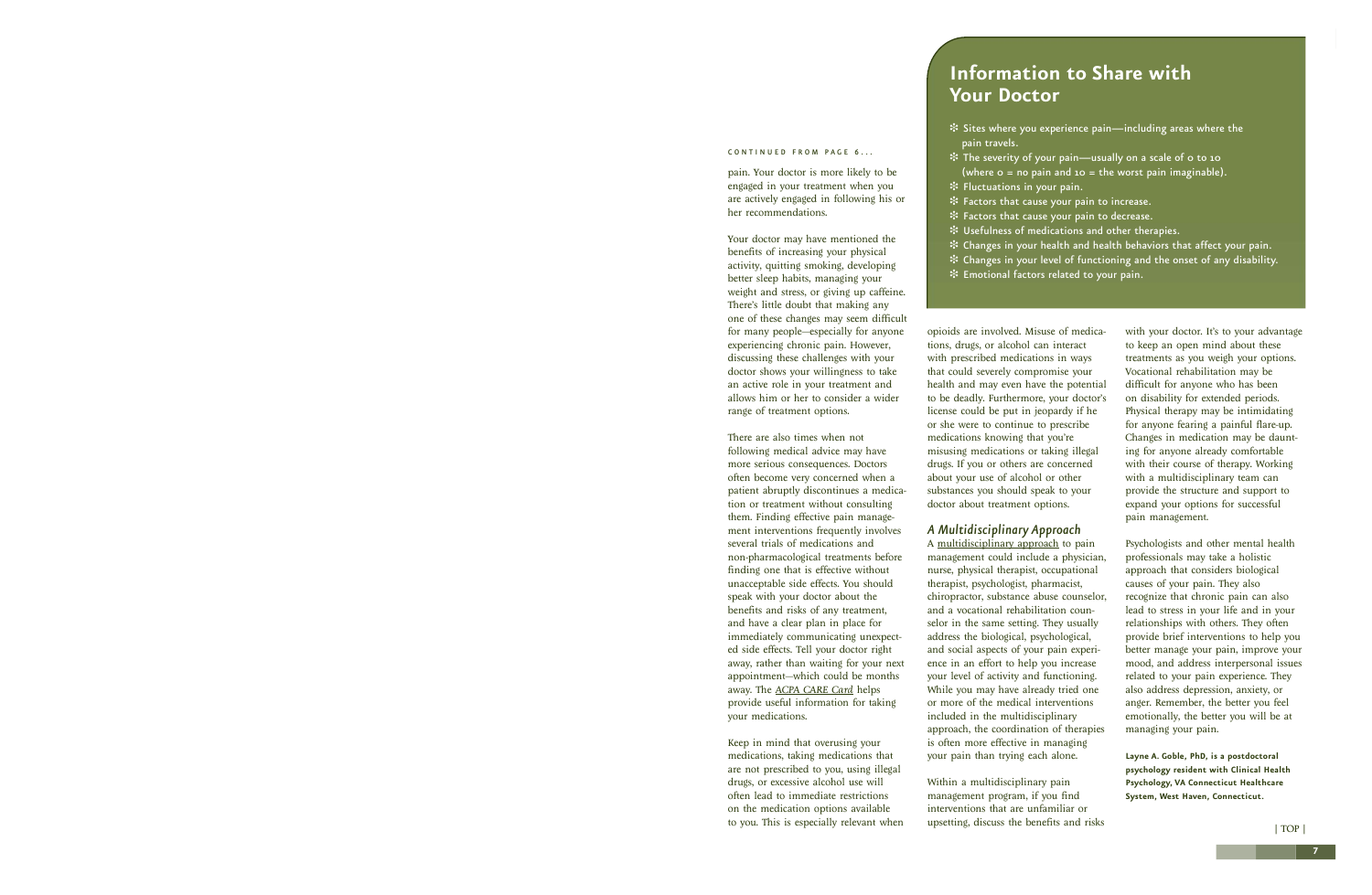CONTINUED FROM PAGE 6...

pain. Your doctor is more likely to be engaged in your treatment when you are actively engaged in following his or her recommendations.

Your doctor may have mentioned the benefits of increasing your physical activity, quitting smoking, developing better sleep habits, managing your weight and stress, or giving up caffeine. There's little doubt that making any one of these changes may seem difficult for many people—especially for anyone experiencing chronic pain. However, discussing these challenges with your doctor shows your willingness to take an active role in your treatment and allows him or her to consider a wider range of treatment options.

There are also times when not following medical advice may have more serious consequences. Doctors often become very concerned when a patient abruptly discontinues a medication or treatment without consulting them. Finding effective pain management interventions frequently involves several trials of medications and non-pharmacological treatments before finding one that is effective without unacceptable side effects. You should speak with your doctor about the benefits and risks of any treatment, and have a clear plan in place for immediately communicating unexpected side effects. Tell your doctor right away, rather than waiting for your next appointment—which could be months away. The *ACPA CARE Card* helps provide useful information for taking your medications.

Keep in mind that overusing your medications, taking medications that are not prescribed to you, using illegal drugs, or excessive alcohol use will often lead to immediate restrictions on the medication options available to you. This is especially relevant when opioids are involved. Misuse of medications, drugs, or alcohol can interact with prescribed medications in ways that could severely compromise your health and may even have the potential to be deadly. Furthermore, your doctor's license could be put in jeopardy if he or she were to continue to prescribe medications knowing that you're misusing medications or taking illegal drugs. If you or others are concerned about your use of alcohol or other substances you should speak to your doctor about treatment options.

## Information to Share with Your Doctor

- Sites where you experience pain—including areas where the pain travels.
- The severity of your pain—usually on a scale of 0 to 10 (where 0 = no pain and 10 = the worst pain imaginable).
- Fluctuations in your pain.
- Factors that cause your pain to increase.
- Factors that cause your pain to decrease.
- Usefulness of medications and other therapies.
- Changes in your health and health behaviors that affect your pain.
- Changes in your level of functioning and the onset of any disability.
- Emotional factors related to your pain.

### *A Multidisciplinary Approach*

A multidisciplinary approach to pain management could include a physician, nurse, physical therapist, occupational therapist, psychologist, pharmacist, chiropractor, substance abuse counselor, and a vocational rehabilitation counselor in the same setting. They usually address the biological, psychological, and social aspects of your pain experience in an effort to help you increase your level of activity and functioning. While you may have already tried one or more of the medical interventions included in the multidisciplinary approach, the coordination of therapies is often more effective in managing your pain than trying each alone.

Within a multidisciplinary pain management program, if you find interventions that are unfamiliar or upsetting, discuss the benefits and risks with your doctor. It's to your advantage to keep an open mind about these treatments as you weigh your options. Vocational rehabilitation may be difficult for anyone who has been on disability for extended periods. Physical therapy may be intimidating for anyone fearing a painful flare-up. Changes in medication may be daunting for anyone already comfortable with their course of therapy. Working with a multidisciplinary team can provide the structure and support to expand your options for successful pain management.

Psychologists and other mental health professionals may take a holistic approach that considers biological causes of your pain. They also recognize that chronic pain can also lead to stress in your life and in your relationships with others. They often provide brief interventions to help you better manage your pain, improve your mood, and address interpersonal issues related to your pain experience. They also address depression, anxiety, or anger. Remember, the better you feel emotionally, the better you will be at managing your pain.

**Layne A. Goble, PhD, is a postdoctoral psychology resident with Clinical Health Psychology, VA Connecticut Healthcare System, West Haven, Connecticut.**

| TOP |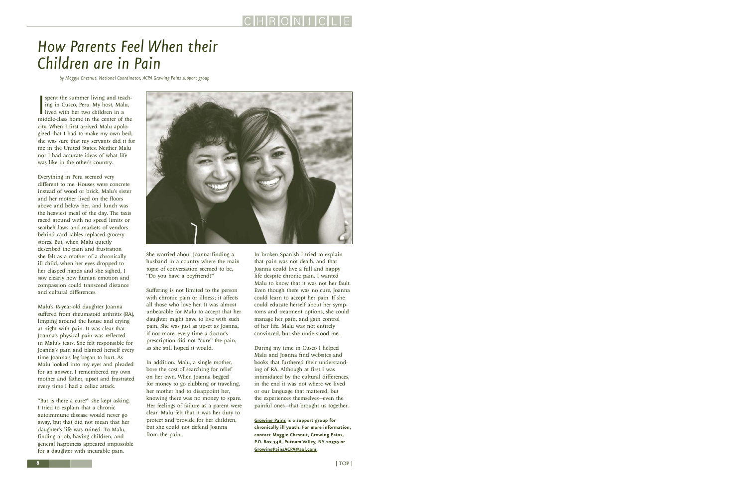# How Parents Feel When their Children are in Pain

*by Maggie Chesnut, National Coordinator, ACPA Growing Pains support group*

I spent the summer living and teaching in Cusco, Peru. My host, Malu, lived with her two children in a middle-class home in the center of the city. When I first arrived Malu apologized that I had to make my own bed; she was sure that my servants did it for me in the United States. Neither Malu nor I had accurate ideas of what life was like in the other's country.

Everything in Peru seemed very different to me. Houses were concrete instead of wood or brick, Malu's sister and her mother lived on the floors above and below her, and lunch was the heaviest meal of the day. The taxis raced around with no speed limits or seatbelt laws and markets of vendors behind card tables replaced grocery stores. But, when Malu quietly described the pain and frustration she felt as a mother of a chronically ill child, when her eyes dropped to her clasped hands and she sighed, I saw clearly how human emotion and compassion could transcend distance and cultural differences.

Malu's 16-year-old daughter Joanna suffered from rheumatoid arthritis (RA), limping around the house and crying at night with pain. It was clear that Joanna's physical pain was reflected in Malu's tears. She felt responsible for Joanna's pain and blamed herself every time Joanna's leg began to hurt. As Malu looked into my eyes and pleaded for an answer, I remembered my own mother and father, upset and frustrated every time I had a celiac attack.

"But is there a cure?" she kept asking. I tried to explain that a chronic autoimmune disease would never go away, but that did not mean that her daughter's life was ruined. To Malu, finding a job, having children, and general happiness appeared impossible for a daughter with incurable pain. She worried about Joanna finding a husband in a country where the main topic of conversation seemed to be, "Do you have a boyfriend?"

Suffering is not limited to the person with chronic pain or illness; it affects all those who love her. It was almost unbearable for Malu to accept that her daughter might have to live with such pain. She was just as upset as Joanna, if not more, every time a doctor's prescription did not "cure" the pain, as she still hoped it would.

In addition, Malu, a single mother, bore the cost of searching for relief on her own. When Joanna begged for money to go clubbing or traveling, her mother had to disappoint her, knowing there was no money to spare. Her feelings of failure as a parent were clear. Malu felt that it was her duty to protect and provide for her children, but she could not defend Joanna from the pain.

In broken Spanish I tried to explain that pain was not death, and that Joanna could live a full and happy life despite chronic pain. I wanted Malu to know that it was not her fault. Even though there was no cure, Joanna could learn to accept her pain. If she could educate herself about her symptoms and treatment options, she could manage her pain, and gain control of her life. Malu was not entirely convinced, but she understood me.

During my time in Cusco I helped Malu and Joanna find websites and books that furthered their understanding of RA. Although at first I was intimidated by the cultural differences, in the end it was not where we lived or our language that mattered, but the experiences themselves—even the painful ones—that brought us together.

**Growing Pains is a support group for chronically ill youth. For more information, contact Maggie Chesnut, Growing Pains, P.O. Box 346, Putnam Valley, NY 10579 or GrowingPainsACPA@aol.com.**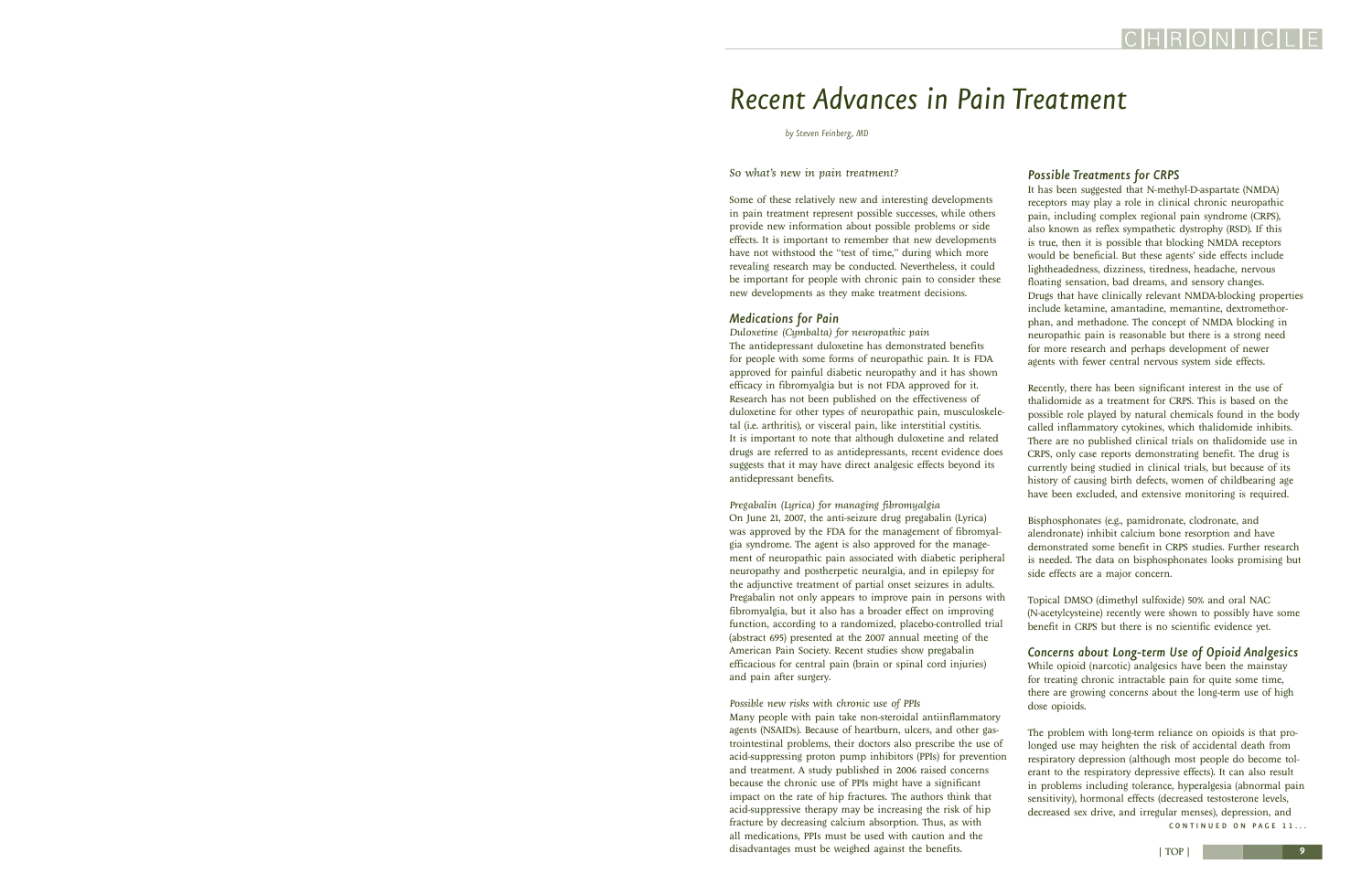# Recent Advances in Pain Treatment

*by Steven Feinberg, MD*

*So what's new in pain treatment?*

Some of these relatively new and interesting developments in pain treatment represent possible successes, while others provide new information about possible problems or side effects. It is important to remember that new developments have not withstood the "test of time," during which more revealing research may be conducted. Nevertheless, it could be important for people with chronic pain to consider these new developments as they make treatment decisions.

## Medications for Pain

*Duloxetine (Cymbalta) for neuropathic pain*

The antidepressant duloxetine has demonstrated benefits for people with some forms of neuropathic pain. It is FDA approved for painful diabetic neuropathy and it has shown efficacy in fibromyalgia but is not FDA approved for it. Research has not been published on the effectiveness of duloxetine for other types of neuropathic pain, musculoskeletal (i.e. arthritis), or visceral pain, like interstitial cystitis. It is important to note that although duloxetine and related drugs are referred to as antidepressants, recent evidence does suggests that it may have direct analgesic effects beyond its antidepressant benefits.

*Pregabalin (Lyrica) for managing fibromyalgia*

On June 21, 2007, the anti-seizure drug pregabalin (Lyrica) was approved by the FDA for the management of fibromyalgia syndrome. The agent is also approved for the management of neuropathic pain associated with diabetic peripheral neuropathy and postherpetic neuralgia, and in epilepsy for the adjunctive treatment of partial onset seizures in adults. Pregabalin not only appears to improve pain in persons with fibromyalgia, but it also has a broader effect on improving function, according to a randomized, placebo-controlled trial (abstract 695) presented at the 2007 annual meeting of the American Pain Society. Recent studies show pregabalin efficacious for central pain (brain or spinal cord injuries) and pain after surgery.

*Possible new risks with chronic use of PPIs*

Many people with pain take non-steroidal antiinflammatory agents (NSAIDs). Because of heartburn, ulcers, and other gastrointestinal problems, their doctors also prescribe the use of acid-suppressing proton pump inhibitors (PPIs) for prevention and treatment. A study published in 2006 raised concerns because the chronic use of PPIs might have a significant impact on the rate of hip fractures. The authors think that acid-suppressive therapy may be increasing the risk of hip fracture by decreasing calcium absorption. Thus, as with all medications, PPIs must be used with caution and the disadvantages must be weighed against the benefits.

## Possible Treatments for CRPS

It has been suggested that N-methyl-D-aspartate (NMDA) receptors may play a role in clinical chronic neuropathic pain, including complex regional pain syndrome (CRPS), also known as reflex sympathetic dystrophy (RSD). If this is true, then it is possible that blocking NMDA receptors would be beneficial. But these agents' side effects include lightheadedness, dizziness, tiredness, headache, nervous floating sensation, bad dreams, and sensory changes. Drugs that have clinically relevant NMDA-blocking properties include ketamine, amantadine, memantine, dextromethorphan, and methadone. The concept of NMDA blocking in neuropathic pain is reasonable but there is a strong need for more research and perhaps development of newer agents with fewer central nervous system side effects.

Recently, there has been significant interest in the use of thalidomide as a treatment for CRPS. This is based on the possible role played by natural chemicals found in the body called inflammatory cytokines, which thalidomide inhibits. There are no published clinical trials on thalidomide use in CRPS, only case reports demonstrating benefit. The drug is currently being studied in clinical trials, but because of its history of causing birth defects, women of childbearing age have been excluded, and extensive monitoring is required.

Bisphosphonates (e.g., pamidronate, clodronate, and alendronate) inhibit calcium bone resorption and have demonstrated some benefit in CRPS studies. Further research is needed. The data on bisphosphonates looks promising but side effects are a major concern.

Topical DMSO (dimethyl sulfoxide) 50% and oral NAC (N-acetylcysteine) recently were shown to possibly have some benefit in CRPS but there is no scientific evidence yet.

## Concerns about Long-term Use of Opioid Analgesics

While opioid (narcotic) analgesics have been the mainstay for treating chronic intractable pain for quite some time, there are growing concerns about the long-term use of high dose opioids.

The problem with long-term reliance on opioids is that prolonged use may heighten the risk of accidental death from respiratory depression (although most people do become tolerant to the respiratory depressive effects). It can also result in problems including tolerance, hyperalgesia (abnormal pain sensitivity), hormonal effects (decreased testosterone levels, decreased sex drive, and irregular menses), depression, and

CONTINUED ON PAGE 11...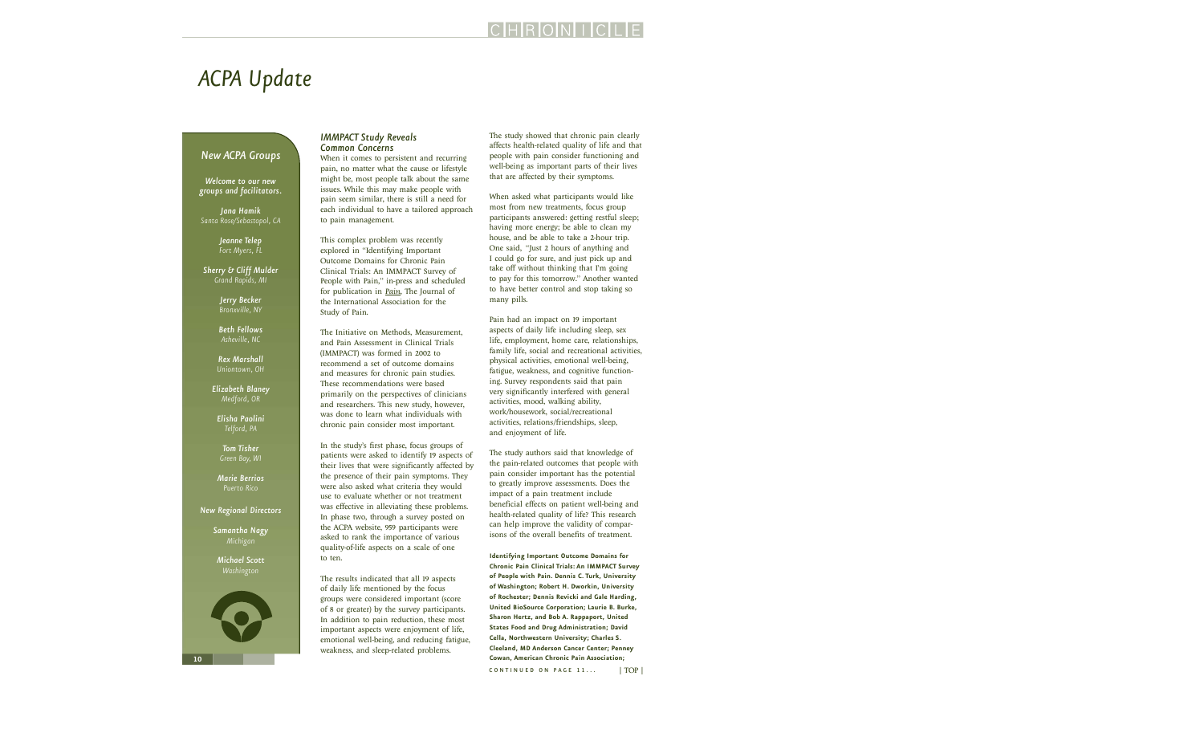# ACPA Update

## New ACPA Groups

*Welcome to our new groups and facilitators.*

**Jana Hamik**
*Santa Rosa/Sebastopol, CA*

**Jeanne Telep**
*Fort Myers, FL*

**Sherry & Cliff Mulder**
*Grand Rapids, MI*

**Jerry Becker**
*Bronxville, NY*

**Beth Fellows**
*Asheville, NC*

**Rex Marshall**
*Uniontown, OH*

**Elizabeth Blaney**
*Medford, OR*

**Elisha Paolini**
*Telford, PA*

**Tom Tisher**
*Green Bay, WI*

**Marie Berrios**
*Puerto Rico*

*New Regional Directors*

**Samantha Nagy**
*Michigan*

**Michael Scott**
*Washington*

### IMMPACT Study Reveals Common Concerns

When it comes to persistent and recurring pain, no matter what the cause or lifestyle might be, most people talk about the same issues. While this may make people with pain seem similar, there is still a need for each individual to have a tailored approach to pain management.

This complex problem was recently explored in "Identifying Important Outcome Domains for Chronic Pain Clinical Trials: An IMMPACT Survey of People with Pain," in-press and scheduled for publication in Pain, The Journal of the International Association for the Study of Pain.

The Initiative on Methods, Measurement, and Pain Assessment in Clinical Trials (IMMPACT) was formed in 2002 to recommend a set of outcome domains and measures for chronic pain studies. These recommendations were based primarily on the perspectives of clinicians and researchers. This new study, however, was done to learn what individuals with chronic pain consider most important.

In the study's first phase, focus groups of patients were asked to identify 19 aspects of their lives that were significantly affected by the presence of their pain symptoms. They were also asked what criteria they would use to evaluate whether or not treatment was effective in alleviating these problems. In phase two, through a survey posted on the ACPA website, 959 participants were asked to rank the importance of various quality-of-life aspects on a scale of one to ten.

The results indicated that all 19 aspects of daily life mentioned by the focus groups were considered important (score of 8 or greater) by the survey participants. In addition to pain reduction, these most important aspects were enjoyment of life, emotional well-being, and reducing fatigue, weakness, and sleep-related problems.

The study showed that chronic pain clearly affects health-related quality of life and that people with pain consider functioning and well-being as important parts of their lives that are affected by their symptoms.

When asked what participants would like most from new treatments, focus group participants answered: getting restful sleep; having more energy; be able to clean my house, and be able to take a 2-hour trip. One said, "Just 2 hours of anything and I could go for sure, and just pick up and take off without thinking that I'm going to pay for this tomorrow." Another wanted to have better control and stop taking so many pills.

Pain had an impact on 19 important aspects of daily life including sleep, sex life, employment, home care, relationships, family life, social and recreational activities, physical activities, emotional well-being, fatigue, weakness, and cognitive functioning. Survey respondents said that pain very significantly interfered with general activities, mood, walking ability, work/housework, social/recreational activities, relations/friendships, sleep, and enjoyment of life.

The study authors said that knowledge of the pain-related outcomes that people with pain consider important has the potential to greatly improve assessments. Does the impact of a pain treatment include beneficial effects on patient well-being and health-related quality of life? This research can help improve the validity of comparisons of the overall benefits of treatment.

**Identifying Important Outcome Domains for Chronic Pain Clinical Trials: An IMMPACT Survey of People with Pain. Dennis C. Turk, University of Washington; Robert H. Dworkin, University of Rochester; Dennis Revicki and Gale Harding, United BioSource Corporation; Laurie B. Burke, Sharon Hertz, and Bob A. Rappaport, United States Food and Drug Administration; David Cella, Northwestern University; Charles S. Cleeland, MD Anderson Cancer Center; Penney Cowan, American Chronic Pain Association;**

CONTINUED ON PAGE 11... | TOP |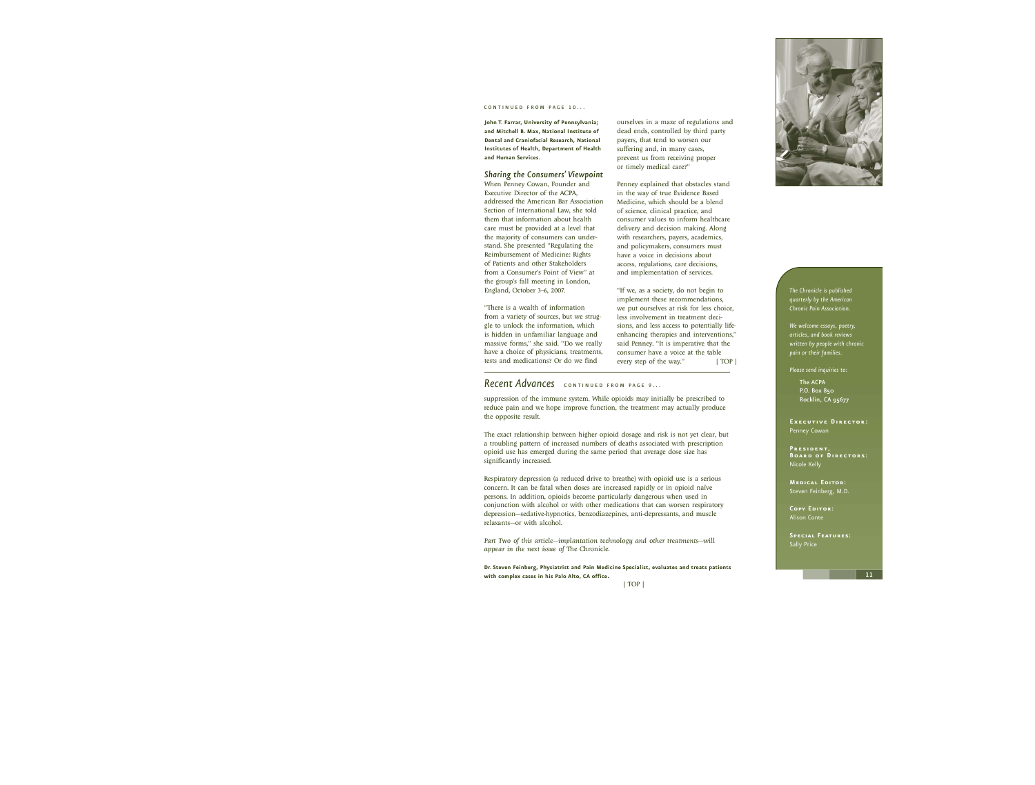CONTINUED FROM PAGE 10...

**John T. Farrar, University of Pennsylvania; and Mitchell B. Max, National Institute of Dental and Craniofacial Research, National Institutes of Health, Department of Health and Human Services.**

### *Sharing the Consumers' Viewpoint*

When Penney Cowan, Founder and Executive Director of the ACPA, addressed the American Bar Association Section of International Law, she told them that information about health care must be provided at a level that the majority of consumers can understand. She presented "Regulating the Reimbursement of Medicine: Rights of Patients and other Stakeholders from a Consumer's Point of View" at the group's fall meeting in London, England, October 3–6, 2007.

"There is a wealth of information from a variety of sources, but we struggle to unlock the information, which is hidden in unfamiliar language and massive forms," she said. "Do we really have a choice of physicians, treatments, tests and medications? Or do we find ourselves in a maze of regulations and dead ends, controlled by third party payers, that tend to worsen our suffering and, in many cases, prevent us from receiving proper or timely medical care?"

Penney explained that obstacles stand in the way of true Evidence Based Medicine, which should be a blend of science, clinical practice, and consumer values to inform healthcare delivery and decision making. Along with researchers, payers, academics, and policymakers, consumers must have a voice in decisions about access, regulations, care decisions, and implementation of services.

"If we, as a society, do not begin to implement these recommendations, we put ourselves at risk for less choice, less involvement in treatment decisions, and less access to potentially life-enhancing therapies and interventions," said Penney. "It is imperative that the consumer have a voice at the table every step of the way." | TOP |

## *Recent Advances* CONTINUED FROM PAGE 9...

suppression of the immune system. While opioids may initially be prescribed to reduce pain and we hope improve function, the treatment may actually produce the opposite result.

The exact relationship between higher opioid dosage and risk is not yet clear, but a troubling pattern of increased numbers of deaths associated with prescription opioid use has emerged during the same period that average dose size has significantly increased.

Respiratory depression (a reduced drive to breathe) with opioid use is a serious concern. It can be fatal when doses are increased rapidly or in opioid naive persons. In addition, opioids become particularly dangerous when used in conjunction with alcohol or with other medications that can worsen respiratory depression—sedative-hypnotics, benzodiazepines, anti-depressants, and muscle relaxants—or with alcohol.

*Part Two of this article—implantation technology and other treatments—will appear in the next issue of* The Chronicle.

**Dr. Steven Feinberg, Physiatrist and Pain Medicine Specialist, evaluates and treats patients with complex cases in his Palo Alto, CA office.**

| TOP |

*The Chronicle is published quarterly by the American Chronic Pain Association.*

*We welcome essays, poetry, articles, and book reviews written by people with chronic pain or their families.*

*Please send inquiries to:*

The ACPA
P.O. Box 850
Rocklin, CA 95677

**Executive Director:**
Penney Cowan

**President, Board of Directors:**
Nicole Kelly

**Medical Editor:**
Steven Feinberg, M.D.

**Copy Editor:**
Alison Conte

**Special Features:**
Sally Price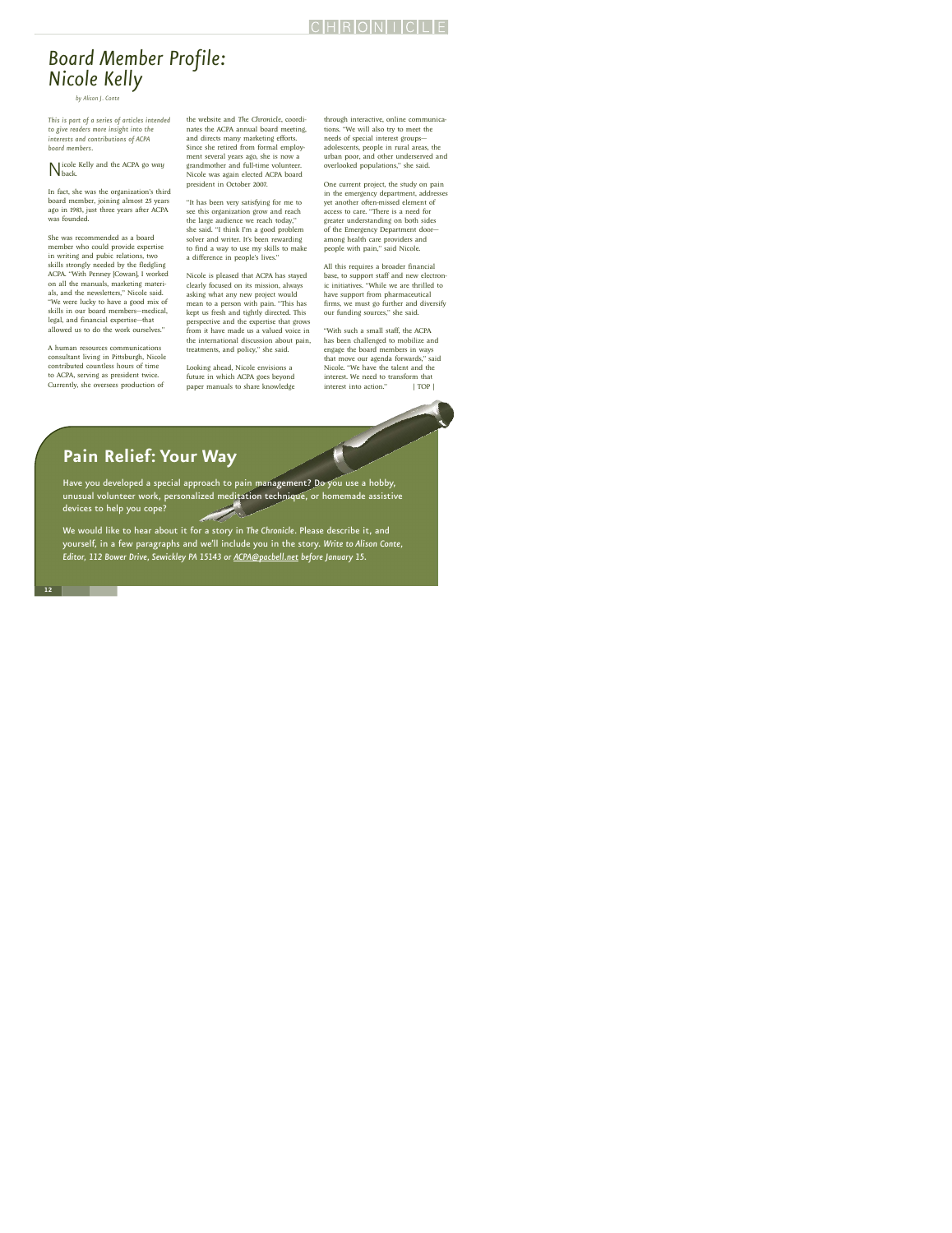# Board Member Profile: Nicole Kelly

*by Alison J. Conte*

*This is part of a series of articles intended to give readers more insight into the interests and contributions of ACPA board members.*

Nicole Kelly and the ACPA go way back.

In fact, she was the organization's third board member, joining almost 25 years ago in 1983, just three years after ACPA was founded.

She was recommended as a board member who could provide expertise in writing and pubic relations, two skills strongly needed by the fledgling ACPA. "With Penney [Cowan], I worked on all the manuals, marketing materials, and the newsletters," Nicole said. "We were lucky to have a good mix of skills in our board members—medical, legal, and financial expertise—that allowed us to do the work ourselves."

A human resources communications consultant living in Pittsburgh, Nicole contributed countless hours of time to ACPA, serving as president twice. Currently, she oversees production of the website and *The Chronicle*, coordinates the ACPA annual board meeting, and directs many marketing efforts. Since she retired from formal employment several years ago, she is now a grandmother and full-time volunteer. Nicole was again elected ACPA board president in October 2007.

"It has been very satisfying for me to see this organization grow and reach the large audience we reach today," she said. "I think I'm a good problem solver and writer. It's been rewarding to find a way to use my skills to make a difference in people's lives."

Nicole is pleased that ACPA has stayed clearly focused on its mission, always asking what any new project would mean to a person with pain. "This has kept us fresh and tightly directed. This perspective and the expertise that grows from it have made us a valued voice in the international discussion about pain, treatments, and policy," she said.

Looking ahead, Nicole envisions a future in which ACPA goes beyond paper manuals to share knowledge through interactive, online communications. "We will also try to meet the needs of special interest groups—adolescents, people in rural areas, the urban poor, and other underserved and overlooked populations," she said.

One current project, the study on pain in the emergency department, addresses yet another often-missed element of access to care. "There is a need for greater understanding on both sides of the Emergency Department door—among health care providers and people with pain," said Nicole.

All this requires a broader financial base, to support staff and new electronic initiatives. "While we are thrilled to have support from pharmaceutical firms, we must go further and diversify our funding sources," she said.

"With such a small staff, the ACPA has been challenged to mobilize and engage the board members in ways that move our agenda forwards," said Nicole. "We have the talent and the interest. We need to transform that interest into action." | TOP |

## Pain Relief: Your Way

Have you developed a special approach to pain management? Do you use a hobby, unusual volunteer work, personalized meditation technique, or homemade assistive devices to help you cope?

We would like to hear about it for a story in *The Chronicle*. Please describe it, and yourself, in a few paragraphs and we'll include you in the story. *Write to Alison Conte, Editor, 112 Bower Drive, Sewickley PA 15143 or ACPA@pacbell.net before January 15.*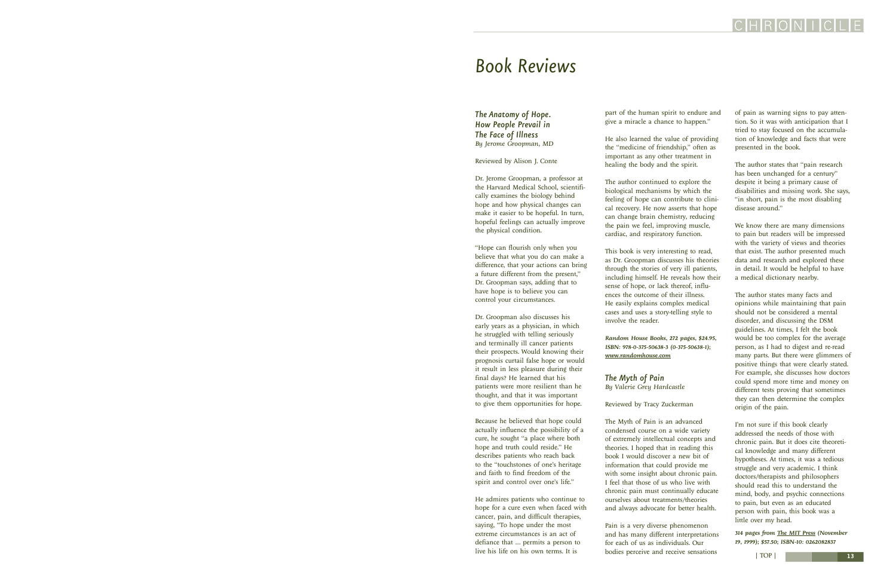# Book Reviews

### *The Anatomy of Hope. How People Prevail in The Face of Illness*

*By Jerome Groopman, MD*

Reviewed by Alison J. Conte

Dr. Jerome Groopman, a professor at the Harvard Medical School, scientifically examines the biology behind hope and how physical changes can make it easier to be hopeful. In turn, hopeful feelings can actually improve the physical condition.

"Hope can flourish only when you believe that what you do can make a difference, that your actions can bring a future different from the present," Dr. Groopman says, adding that to have hope is to believe you can control your circumstances.

Dr. Groopman also discusses his early years as a physician, in which he struggled with telling seriously and terminally ill cancer patients their prospects. Would knowing their prognosis curtail false hope or would it result in less pleasure during their final days? He learned that his patients were more resilient than he thought, and that it was important to give them opportunities for hope.

Because he believed that hope could actually influence the possibility of a cure, he sought "a place where both hope and truth could reside." He describes patients who reach back to the "touchstones of one's heritage and faith to find freedom of the spirit and control over one's life."

He admires patients who continue to hope for a cure even when faced with cancer, pain, and difficult therapies, saying, "To hope under the most extreme circumstances is an act of defiance that ... permits a person to live his life on his own terms. It is part of the human spirit to endure and give a miracle a chance to happen."

He also learned the value of providing the "medicine of friendship," often as important as any other treatment in healing the body and the spirit.

The author continued to explore the biological mechanisms by which the feeling of hope can contribute to clinical recovery. He now asserts that hope can change brain chemistry, reducing the pain we feel, improving muscle, cardiac, and respiratory function.

This book is very interesting to read, as Dr. Groopman discusses his theories through the stories of very ill patients, including himself. He reveals how their sense of hope, or lack thereof, influences the outcome of their illness. He easily explains complex medical cases and uses a story-telling style to involve the reader.

***Random House Books, 272 pages, $24.95, ISBN: 978-0-375-50638-3 (0-375-50638-1); www.randomhouse.com***

### *The Myth of Pain*

*By Valerie Grey Hardcastle*

Reviewed by Tracy Zuckerman

The Myth of Pain is an advanced condensed course on a wide variety of extremely intellectual concepts and theories. I hoped that in reading this book I would discover a new bit of information that could provide me with some insight about chronic pain. I feel that those of us who live with chronic pain must continually educate ourselves about treatments/theories and always advocate for better health.

Pain is a very diverse phenomenon and has many different interpretations for each of us as individuals. Our bodies perceive and receive sensations of pain as warning signs to pay attention. So it was with anticipation that I tried to stay focused on the accumulation of knowledge and facts that were presented in the book.

The author states that "pain research has been unchanged for a century" despite it being a primary cause of disabilities and missing work. She says, "in short, pain is the most disabling disease around."

We know there are many dimensions to pain but readers will be impressed with the variety of views and theories that exist. The author presented much data and research and explored these in detail. It would be helpful to have a medical dictionary nearby.

The author states many facts and opinions while maintaining that pain should not be considered a mental disorder, and discussing the DSM guidelines. At times, I felt the book would be too complex for the average person, as I had to digest and re-read many parts. But there were glimmers of positive things that were clearly stated. For example, she discusses how doctors could spend more time and money on different tests proving that sometimes they can then determine the complex origin of the pain.

I'm not sure if this book clearly addressed the needs of those with chronic pain. But it does cite theoretical knowledge and many different hypotheses. At times, it was a tedious struggle and very academic. I think doctors/therapists and philosophers should read this to understand the mind, body, and psychic connections to pain, but even as an educated person with pain, this book was a little over my head.

***314 pages from The MIT Press (November 19, 1999); $57.50; ISBN-10: 0262082837***

| TOP |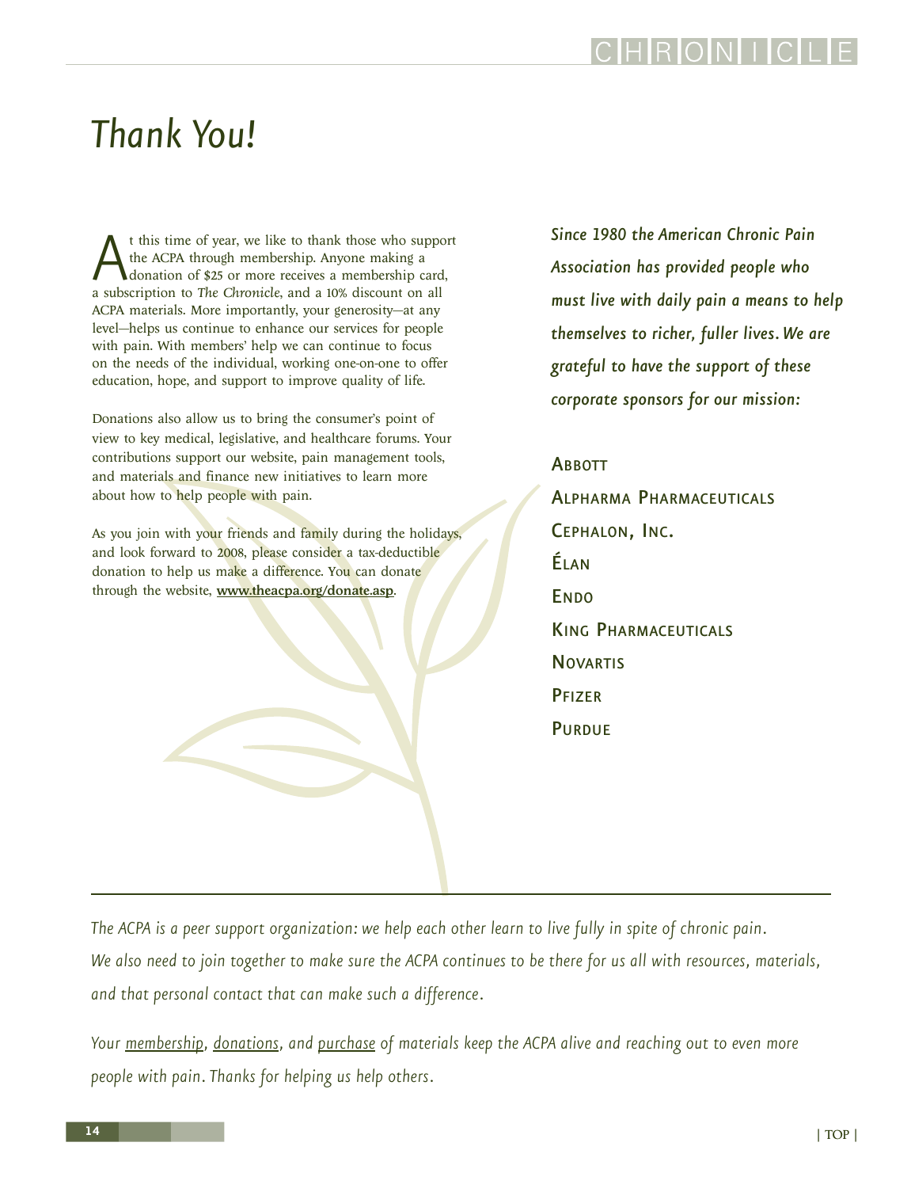# Thank You!

At this time of year, we like to thank those who support the ACPA through membership. Anyone making a donation of $25 or more receives a membership card, a subscription to *The Chronicle*, and a 10% discount on all ACPA materials. More importantly, your generosity—at any level—helps us continue to enhance our services for people with pain. With members' help we can continue to focus on the needs of the individual, working one-on-one to offer education, hope, and support to improve quality of life.

Donations also allow us to bring the consumer's point of view to key medical, legislative, and healthcare forums. Your contributions support our website, pain management tools, and materials and finance new initiatives to learn more about how to help people with pain.

As you join with your friends and family during the holidays, and look forward to 2008, please consider a tax-deductible donation to help us make a difference. You can donate through the website, **www.theacpa.org/donate.asp**.

***Since 1980 the American Chronic Pain Association has provided people who must live with daily pain a means to help themselves to richer, fuller lives. We are grateful to have the support of these corporate sponsors for our mission:***

ABBOTT

ALPHARMA PHARMACEUTICALS

CEPHALON, INC.

ÉLAN

ENDO

KING PHARMACEUTICALS

NOVARTIS

PFIZER

PURDUE

---

*The ACPA is a peer support organization: we help each other learn to live fully in spite of chronic pain. We also need to join together to make sure the ACPA continues to be there for us all with resources, materials, and that personal contact that can make such a difference.*

*Your membership, donations, and purchase of materials keep the ACPA alive and reaching out to even more people with pain. Thanks for helping us help others.*